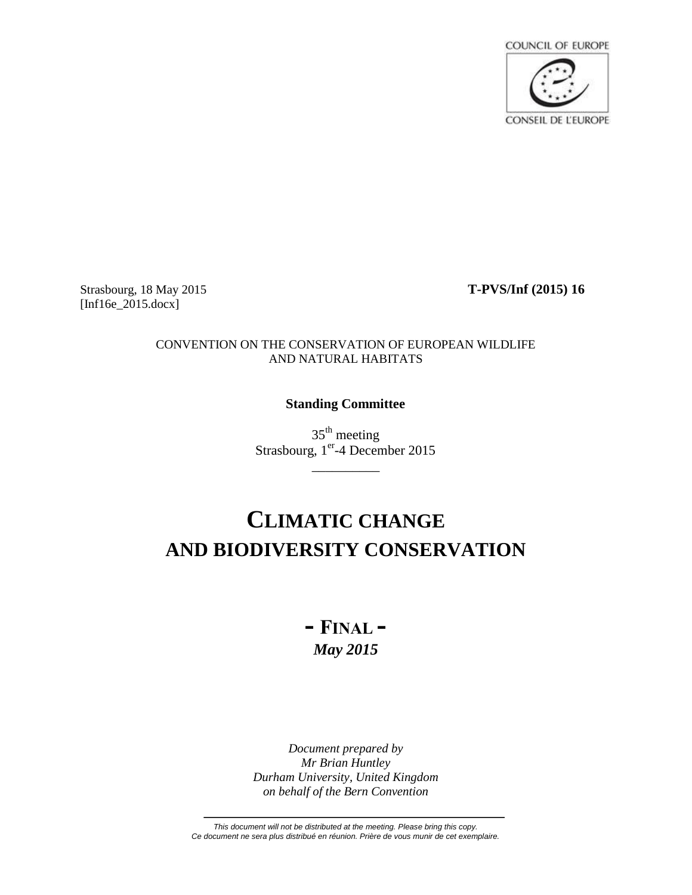COUNCIL OF EUROPE

CONSEIL DE L'EUROPE

Strasbourg, 18 May 2015 **T-PVS/Inf (2015) 16**
[Inf16e_2015.docx]

CONVENTION ON THE CONSERVATION OF EUROPEAN WILDLIFE AND NATURAL HABITATS

**Standing Committee**

35th meeting
Strasbourg, 1er-4 December 2015

__________

# CLIMATIC CHANGE AND BIODIVERSITY CONSERVATION

## - FINAL -

***May 2015***

*Document prepared by*
*Mr Brian Huntley*
*Durham University, United Kingdom*
*on behalf of the Bern Convention*

*This document will not be distributed at the meeting. Please bring this copy.*
*Ce document ne sera plus distribué en réunion. Prière de vous munir de cet exemplaire.*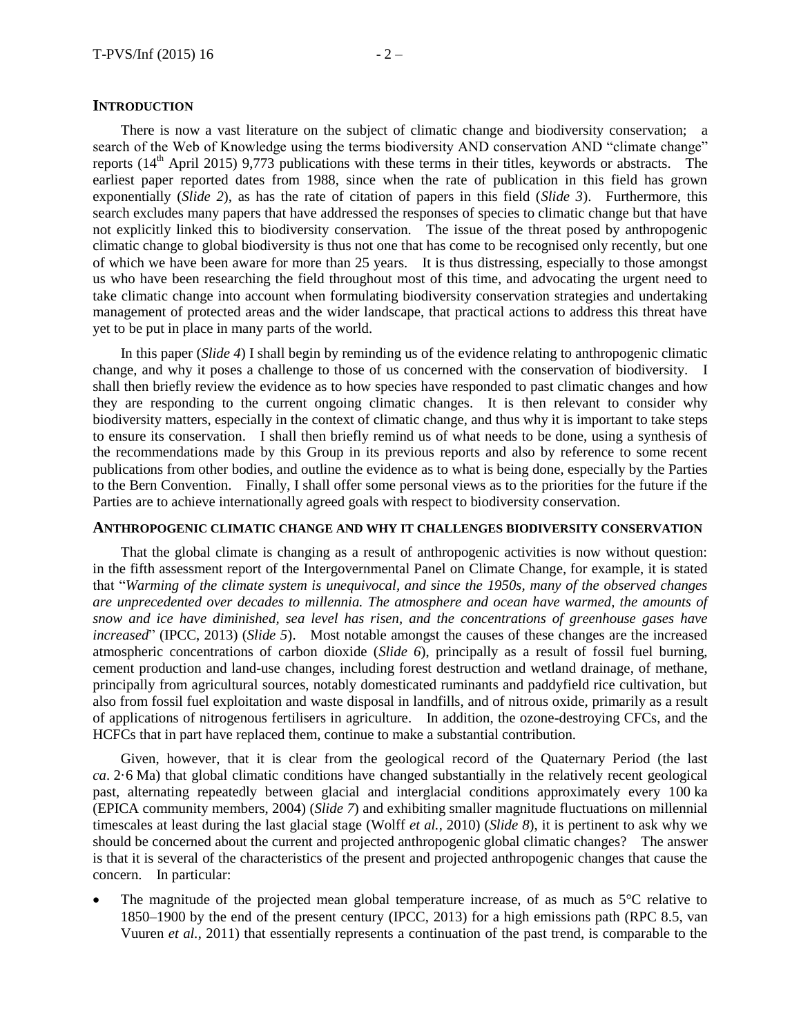## INTRODUCTION

There is now a vast literature on the subject of climatic change and biodiversity conservation; a search of the Web of Knowledge using the terms biodiversity AND conservation AND "climate change" reports (14th April 2015) 9,773 publications with these terms in their titles, keywords or abstracts. The earliest paper reported dates from 1988, since when the rate of publication in this field has grown exponentially (*Slide 2*), as has the rate of citation of papers in this field (*Slide 3*). Furthermore, this search excludes many papers that have addressed the responses of species to climatic change but that have not explicitly linked this to biodiversity conservation. The issue of the threat posed by anthropogenic climatic change to global biodiversity is thus not one that has come to be recognised only recently, but one of which we have been aware for more than 25 years. It is thus distressing, especially to those amongst us who have been researching the field throughout most of this time, and advocating the urgent need to take climatic change into account when formulating biodiversity conservation strategies and undertaking management of protected areas and the wider landscape, that practical actions to address this threat have yet to be put in place in many parts of the world.

In this paper (*Slide 4*) I shall begin by reminding us of the evidence relating to anthropogenic climatic change, and why it poses a challenge to those of us concerned with the conservation of biodiversity. I shall then briefly review the evidence as to how species have responded to past climatic changes and how they are responding to the current ongoing climatic changes. It is then relevant to consider why biodiversity matters, especially in the context of climatic change, and thus why it is important to take steps to ensure its conservation. I shall then briefly remind us of what needs to be done, using a synthesis of the recommendations made by this Group in its previous reports and also by reference to some recent publications from other bodies, and outline the evidence as to what is being done, especially by the Parties to the Bern Convention. Finally, I shall offer some personal views as to the priorities for the future if the Parties are to achieve internationally agreed goals with respect to biodiversity conservation.

## ANTHROPOGENIC CLIMATIC CHANGE AND WHY IT CHALLENGES BIODIVERSITY CONSERVATION

That the global climate is changing as a result of anthropogenic activities is now without question: in the fifth assessment report of the Intergovernmental Panel on Climate Change, for example, it is stated that "*Warming of the climate system is unequivocal, and since the 1950s, many of the observed changes are unprecedented over decades to millennia. The atmosphere and ocean have warmed, the amounts of snow and ice have diminished, sea level has risen, and the concentrations of greenhouse gases have increased*" (IPCC, 2013) (*Slide 5*). Most notable amongst the causes of these changes are the increased atmospheric concentrations of carbon dioxide (*Slide 6*), principally as a result of fossil fuel burning, cement production and land-use changes, including forest destruction and wetland drainage, of methane, principally from agricultural sources, notably domesticated ruminants and paddyfield rice cultivation, but also from fossil fuel exploitation and waste disposal in landfills, and of nitrous oxide, primarily as a result of applications of nitrogenous fertilisers in agriculture. In addition, the ozone-destroying CFCs, and the HCFCs that in part have replaced them, continue to make a substantial contribution.

Given, however, that it is clear from the geological record of the Quaternary Period (the last *ca*. 2·6 Ma) that global climatic conditions have changed substantially in the relatively recent geological past, alternating repeatedly between glacial and interglacial conditions approximately every 100 ka (EPICA community members, 2004) (*Slide 7*) and exhibiting smaller magnitude fluctuations on millennial timescales at least during the last glacial stage (Wolff *et al.*, 2010) (*Slide 8*), it is pertinent to ask why we should be concerned about the current and projected anthropogenic global climatic changes? The answer is that it is several of the characteristics of the present and projected anthropogenic changes that cause the concern. In particular:

- The magnitude of the projected mean global temperature increase, of as much as 5°C relative to 1850–1900 by the end of the present century (IPCC, 2013) for a high emissions path (RPC 8.5, van Vuuren *et al.*, 2011) that essentially represents a continuation of the past trend, is comparable to the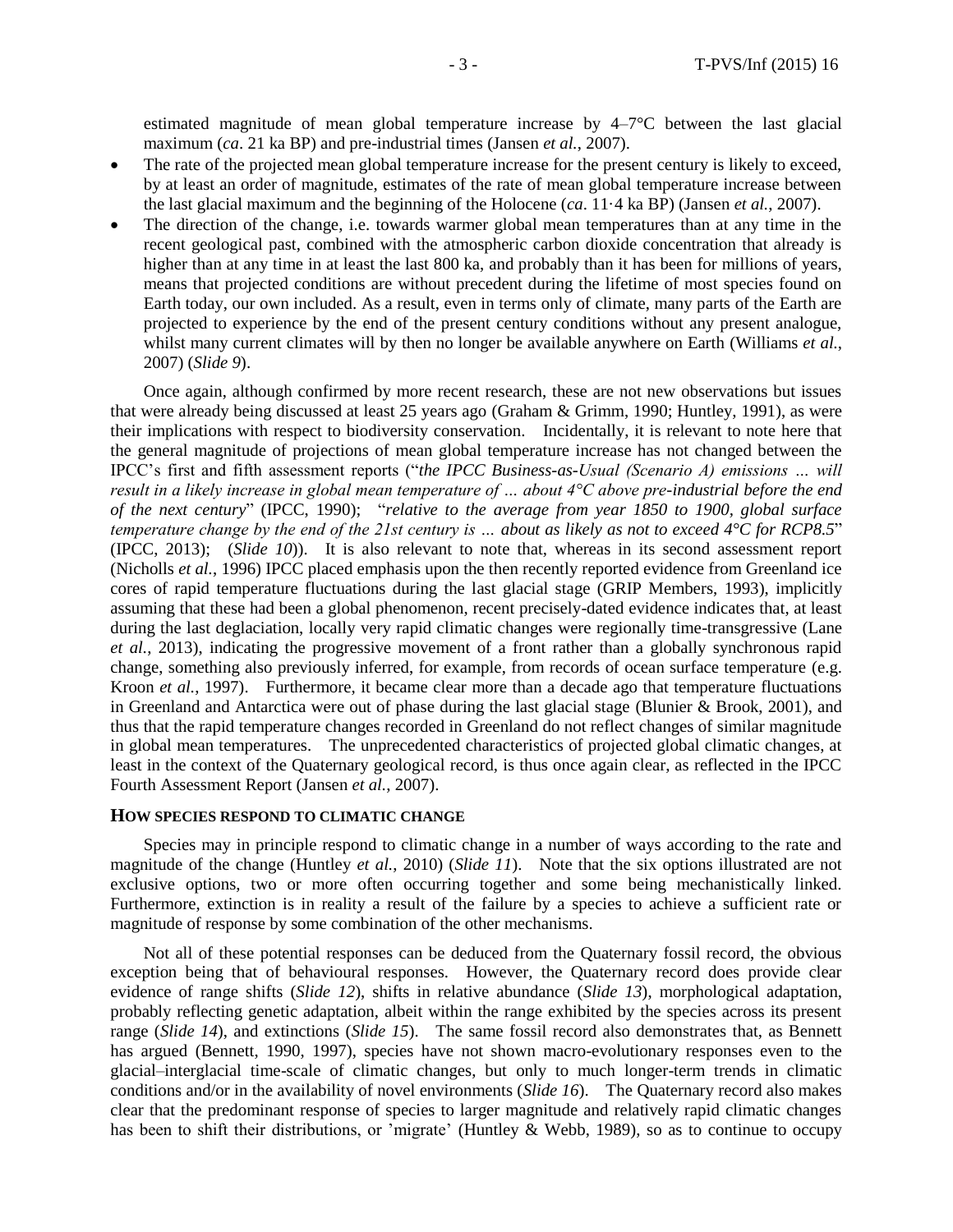estimated magnitude of mean global temperature increase by 4–7°C between the last glacial maximum (*ca*. 21 ka BP) and pre-industrial times (Jansen *et al.*, 2007).

- The rate of the projected mean global temperature increase for the present century is likely to exceed, by at least an order of magnitude, estimates of the rate of mean global temperature increase between the last glacial maximum and the beginning of the Holocene (*ca*. 11·4 ka BP) (Jansen *et al.*, 2007).
- The direction of the change, i.e. towards warmer global mean temperatures than at any time in the recent geological past, combined with the atmospheric carbon dioxide concentration that already is higher than at any time in at least the last 800 ka, and probably than it has been for millions of years, means that projected conditions are without precedent during the lifetime of most species found on Earth today, our own included. As a result, even in terms only of climate, many parts of the Earth are projected to experience by the end of the present century conditions without any present analogue, whilst many current climates will by then no longer be available anywhere on Earth (Williams *et al.*, 2007) (*Slide 9*).

Once again, although confirmed by more recent research, these are not new observations but issues that were already being discussed at least 25 years ago (Graham & Grimm, 1990; Huntley, 1991), as were their implications with respect to biodiversity conservation. Incidentally, it is relevant to note here that the general magnitude of projections of mean global temperature increase has not changed between the IPCC's first and fifth assessment reports ("*the IPCC Business-as-Usual (Scenario A) emissions … will result in a likely increase in global mean temperature of … about 4°C above pre-industrial before the end of the next century*" (IPCC, 1990); "*relative to the average from year 1850 to 1900, global surface temperature change by the end of the 21st century is … about as likely as not to exceed 4°C for RCP8.5*" (IPCC, 2013); (*Slide 10*)). It is also relevant to note that, whereas in its second assessment report (Nicholls *et al.*, 1996) IPCC placed emphasis upon the then recently reported evidence from Greenland ice cores of rapid temperature fluctuations during the last glacial stage (GRIP Members, 1993), implicitly assuming that these had been a global phenomenon, recent precisely-dated evidence indicates that, at least during the last deglaciation, locally very rapid climatic changes were regionally time-transgressive (Lane *et al.*, 2013), indicating the progressive movement of a front rather than a globally synchronous rapid change, something also previously inferred, for example, from records of ocean surface temperature (e.g. Kroon *et al.*, 1997). Furthermore, it became clear more than a decade ago that temperature fluctuations in Greenland and Antarctica were out of phase during the last glacial stage (Blunier & Brook, 2001), and thus that the rapid temperature changes recorded in Greenland do not reflect changes of similar magnitude in global mean temperatures. The unprecedented characteristics of projected global climatic changes, at least in the context of the Quaternary geological record, is thus once again clear, as reflected in the IPCC Fourth Assessment Report (Jansen *et al.*, 2007).

## HOW SPECIES RESPOND TO CLIMATIC CHANGE

Species may in principle respond to climatic change in a number of ways according to the rate and magnitude of the change (Huntley *et al.*, 2010) (*Slide 11*). Note that the six options illustrated are not exclusive options, two or more often occurring together and some being mechanistically linked. Furthermore, extinction is in reality a result of the failure by a species to achieve a sufficient rate or magnitude of response by some combination of the other mechanisms.

Not all of these potential responses can be deduced from the Quaternary fossil record, the obvious exception being that of behavioural responses. However, the Quaternary record does provide clear evidence of range shifts (*Slide 12*), shifts in relative abundance (*Slide 13*), morphological adaptation, probably reflecting genetic adaptation, albeit within the range exhibited by the species across its present range (*Slide 14*), and extinctions (*Slide 15*). The same fossil record also demonstrates that, as Bennett has argued (Bennett, 1990, 1997), species have not shown macro-evolutionary responses even to the glacial–interglacial time-scale of climatic changes, but only to much longer-term trends in climatic conditions and/or in the availability of novel environments (*Slide 16*). The Quaternary record also makes clear that the predominant response of species to larger magnitude and relatively rapid climatic changes has been to shift their distributions, or 'migrate' (Huntley & Webb, 1989), so as to continue to occupy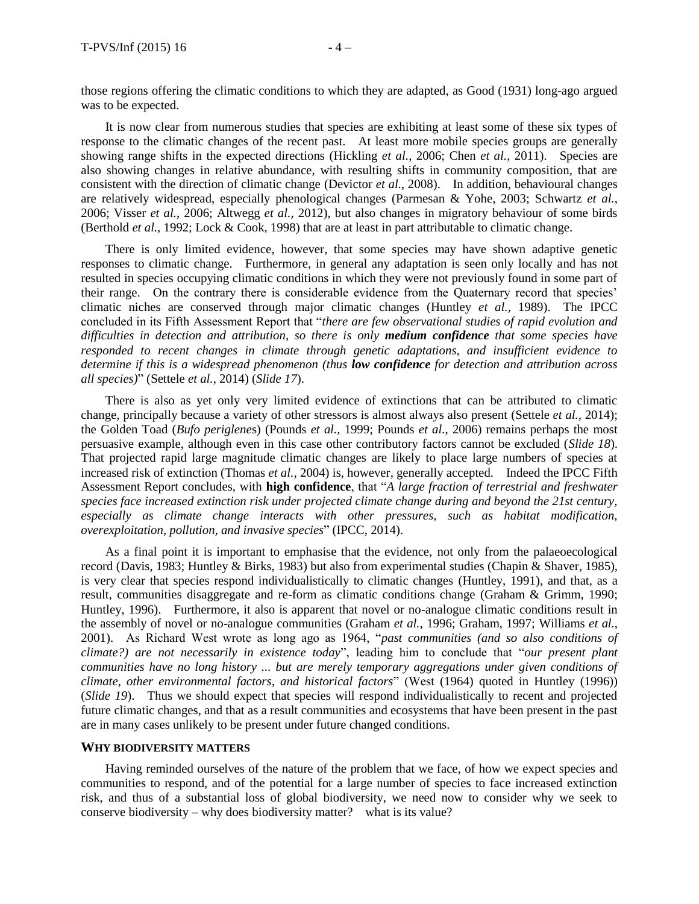those regions offering the climatic conditions to which they are adapted, as Good (1931) long-ago argued was to be expected.

It is now clear from numerous studies that species are exhibiting at least some of these six types of response to the climatic changes of the recent past. At least more mobile species groups are generally showing range shifts in the expected directions (Hickling *et al.*, 2006; Chen *et al.*, 2011). Species are also showing changes in relative abundance, with resulting shifts in community composition, that are consistent with the direction of climatic change (Devictor *et al.*, 2008). In addition, behavioural changes are relatively widespread, especially phenological changes (Parmesan & Yohe, 2003; Schwartz *et al.*, 2006; Visser *et al.*, 2006; Altwegg *et al.*, 2012), but also changes in migratory behaviour of some birds (Berthold *et al.*, 1992; Lock & Cook, 1998) that are at least in part attributable to climatic change.

There is only limited evidence, however, that some species may have shown adaptive genetic responses to climatic change. Furthermore, in general any adaptation is seen only locally and has not resulted in species occupying climatic conditions in which they were not previously found in some part of their range. On the contrary there is considerable evidence from the Quaternary record that species' climatic niches are conserved through major climatic changes (Huntley *et al.*, 1989). The IPCC concluded in its Fifth Assessment Report that "*there are few observational studies of rapid evolution and difficulties in detection and attribution, so there is only **medium confidence** that some species have responded to recent changes in climate through genetic adaptations, and insufficient evidence to determine if this is a widespread phenomenon (thus **low confidence** for detection and attribution across all species)*" (Settele *et al.*, 2014) (*Slide 17*).

There is also as yet only very limited evidence of extinctions that can be attributed to climatic change, principally because a variety of other stressors is almost always also present (Settele *et al.*, 2014); the Golden Toad (*Bufo periglenes*) (Pounds *et al.*, 1999; Pounds *et al.*, 2006) remains perhaps the most persuasive example, although even in this case other contributory factors cannot be excluded (*Slide 18*). That projected rapid large magnitude climatic changes are likely to place large numbers of species at increased risk of extinction (Thomas *et al.*, 2004) is, however, generally accepted. Indeed the IPCC Fifth Assessment Report concludes, with **high confidence**, that "*A large fraction of terrestrial and freshwater species face increased extinction risk under projected climate change during and beyond the 21st century, especially as climate change interacts with other pressures, such as habitat modification, overexploitation, pollution, and invasive species*" (IPCC, 2014).

As a final point it is important to emphasise that the evidence, not only from the palaeoecological record (Davis, 1983; Huntley & Birks, 1983) but also from experimental studies (Chapin & Shaver, 1985), is very clear that species respond individualistically to climatic changes (Huntley, 1991), and that, as a result, communities disaggregate and re-form as climatic conditions change (Graham & Grimm, 1990; Huntley, 1996). Furthermore, it also is apparent that novel or no-analogue climatic conditions result in the assembly of novel or no-analogue communities (Graham *et al.*, 1996; Graham, 1997; Williams *et al.*, 2001). As Richard West wrote as long ago as 1964, "*past communities (and so also conditions of climate?) are not necessarily in existence today*", leading him to conclude that "*our present plant communities have no long history ... but are merely temporary aggregations under given conditions of climate, other environmental factors, and historical factors*" (West (1964) quoted in Huntley (1996)) (*Slide 19*). Thus we should expect that species will respond individualistically to recent and projected future climatic changes, and that as a result communities and ecosystems that have been present in the past are in many cases unlikely to be present under future changed conditions.

## WHY BIODIVERSITY MATTERS

Having reminded ourselves of the nature of the problem that we face, of how we expect species and communities to respond, and of the potential for a large number of species to face increased extinction risk, and thus of a substantial loss of global biodiversity, we need now to consider why we seek to conserve biodiversity – why does biodiversity matter? what is its value?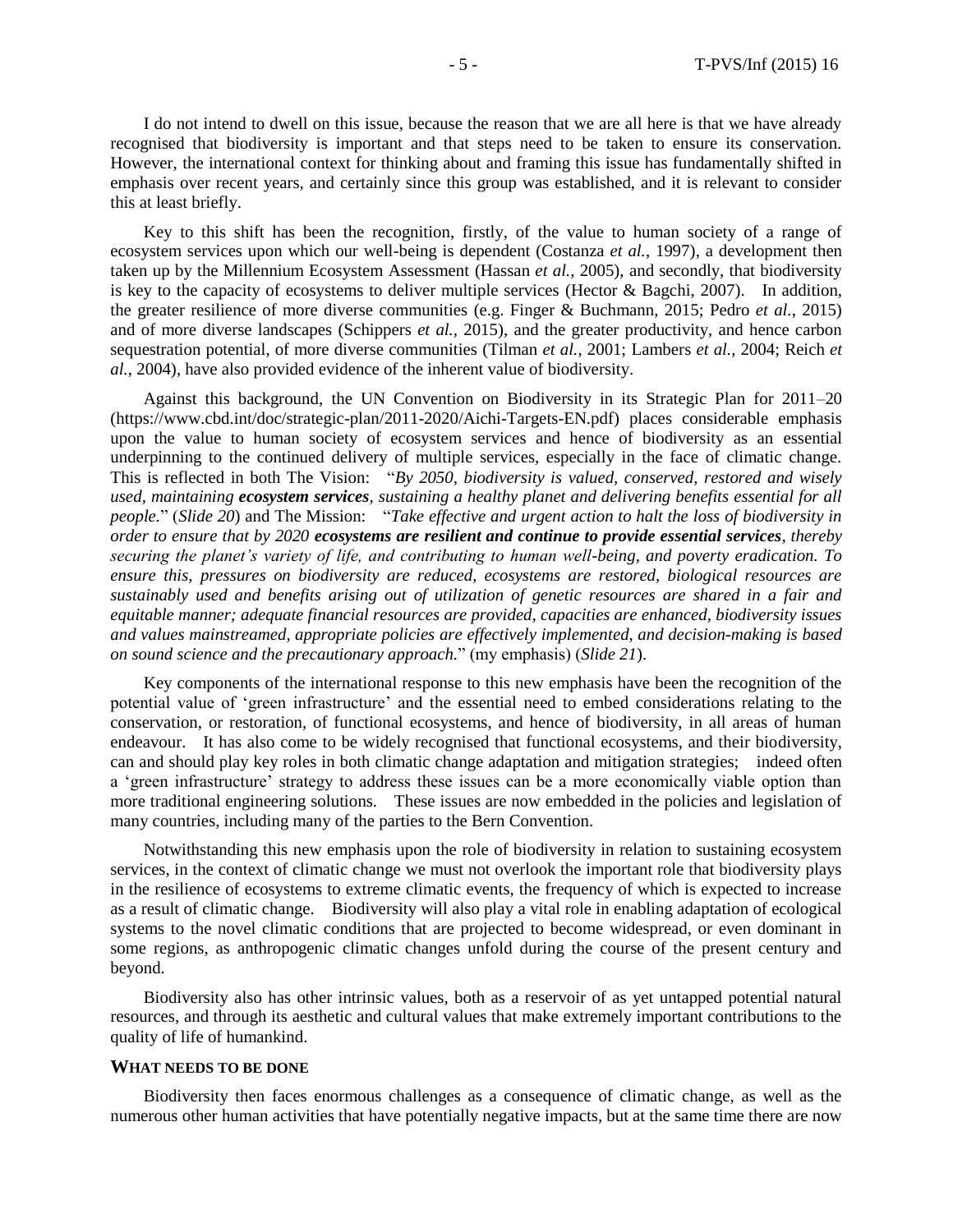I do not intend to dwell on this issue, because the reason that we are all here is that we have already recognised that biodiversity is important and that steps need to be taken to ensure its conservation. However, the international context for thinking about and framing this issue has fundamentally shifted in emphasis over recent years, and certainly since this group was established, and it is relevant to consider this at least briefly.

Key to this shift has been the recognition, firstly, of the value to human society of a range of ecosystem services upon which our well-being is dependent (Costanza *et al.*, 1997), a development then taken up by the Millennium Ecosystem Assessment (Hassan *et al.*, 2005), and secondly, that biodiversity is key to the capacity of ecosystems to deliver multiple services (Hector & Bagchi, 2007). In addition, the greater resilience of more diverse communities (e.g. Finger & Buchmann, 2015; Pedro *et al.*, 2015) and of more diverse landscapes (Schippers *et al.*, 2015), and the greater productivity, and hence carbon sequestration potential, of more diverse communities (Tilman *et al.*, 2001; Lambers *et al.*, 2004; Reich *et al.*, 2004), have also provided evidence of the inherent value of biodiversity.

Against this background, the UN Convention on Biodiversity in its Strategic Plan for 2011–20 (https://www.cbd.int/doc/strategic-plan/2011-2020/Aichi-Targets-EN.pdf) places considerable emphasis upon the value to human society of ecosystem services and hence of biodiversity as an essential underpinning to the continued delivery of multiple services, especially in the face of climatic change. This is reflected in both The Vision: "*By 2050, biodiversity is valued, conserved, restored and wisely used, maintaining **ecosystem services**, sustaining a healthy planet and delivering benefits essential for all people.*" (*Slide 20*) and The Mission: "*Take effective and urgent action to halt the loss of biodiversity in order to ensure that by 2020 **ecosystems are resilient and continue to provide essential services**, thereby securing the planet's variety of life, and contributing to human well-being, and poverty eradication. To ensure this, pressures on biodiversity are reduced, ecosystems are restored, biological resources are sustainably used and benefits arising out of utilization of genetic resources are shared in a fair and equitable manner; adequate financial resources are provided, capacities are enhanced, biodiversity issues and values mainstreamed, appropriate policies are effectively implemented, and decision-making is based on sound science and the precautionary approach.*" (my emphasis) (*Slide 21*).

Key components of the international response to this new emphasis have been the recognition of the potential value of 'green infrastructure' and the essential need to embed considerations relating to the conservation, or restoration, of functional ecosystems, and hence of biodiversity, in all areas of human endeavour. It has also come to be widely recognised that functional ecosystems, and their biodiversity, can and should play key roles in both climatic change adaptation and mitigation strategies; indeed often a 'green infrastructure' strategy to address these issues can be a more economically viable option than more traditional engineering solutions. These issues are now embedded in the policies and legislation of many countries, including many of the parties to the Bern Convention.

Notwithstanding this new emphasis upon the role of biodiversity in relation to sustaining ecosystem services, in the context of climatic change we must not overlook the important role that biodiversity plays in the resilience of ecosystems to extreme climatic events, the frequency of which is expected to increase as a result of climatic change. Biodiversity will also play a vital role in enabling adaptation of ecological systems to the novel climatic conditions that are projected to become widespread, or even dominant in some regions, as anthropogenic climatic changes unfold during the course of the present century and beyond.

Biodiversity also has other intrinsic values, both as a reservoir of as yet untapped potential natural resources, and through its aesthetic and cultural values that make extremely important contributions to the quality of life of humankind.

## WHAT NEEDS TO BE DONE

Biodiversity then faces enormous challenges as a consequence of climatic change, as well as the numerous other human activities that have potentially negative impacts, but at the same time there are now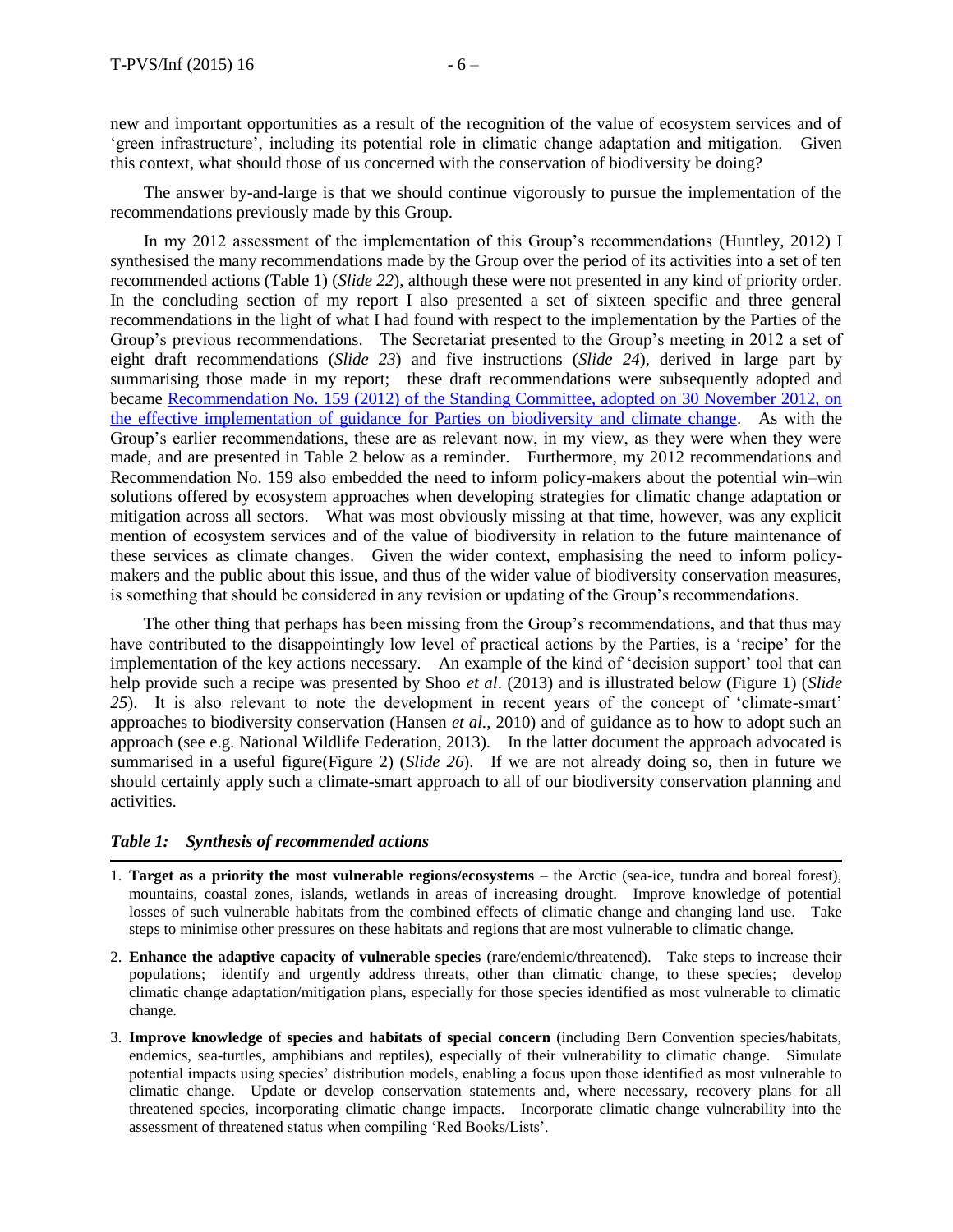new and important opportunities as a result of the recognition of the value of ecosystem services and of 'green infrastructure', including its potential role in climatic change adaptation and mitigation. Given this context, what should those of us concerned with the conservation of biodiversity be doing?

The answer by-and-large is that we should continue vigorously to pursue the implementation of the recommendations previously made by this Group.

In my 2012 assessment of the implementation of this Group's recommendations (Huntley, 2012) I synthesised the many recommendations made by the Group over the period of its activities into a set of ten recommended actions (Table 1) (*Slide 22*), although these were not presented in any kind of priority order. In the concluding section of my report I also presented a set of sixteen specific and three general recommendations in the light of what I had found with respect to the implementation by the Parties of the Group's previous recommendations. The Secretariat presented to the Group's meeting in 2012 a set of eight draft recommendations (*Slide 23*) and five instructions (*Slide 24*), derived in large part by summarising those made in my report; these draft recommendations were subsequently adopted and became Recommendation No. 159 (2012) of the Standing Committee, adopted on 30 November 2012, on the effective implementation of guidance for Parties on biodiversity and climate change. As with the Group's earlier recommendations, these are as relevant now, in my view, as they were when they were made, and are presented in Table 2 below as a reminder. Furthermore, my 2012 recommendations and Recommendation No. 159 also embedded the need to inform policy-makers about the potential win–win solutions offered by ecosystem approaches when developing strategies for climatic change adaptation or mitigation across all sectors. What was most obviously missing at that time, however, was any explicit mention of ecosystem services and of the value of biodiversity in relation to the future maintenance of these services as climate changes. Given the wider context, emphasising the need to inform policy-makers and the public about this issue, and thus of the wider value of biodiversity conservation measures, is something that should be considered in any revision or updating of the Group's recommendations.

The other thing that perhaps has been missing from the Group's recommendations, and that thus may have contributed to the disappointingly low level of practical actions by the Parties, is a 'recipe' for the implementation of the key actions necessary. An example of the kind of 'decision support' tool that can help provide such a recipe was presented by Shoo *et al*. (2013) and is illustrated below (Figure 1) (*Slide 25*). It is also relevant to note the development in recent years of the concept of 'climate-smart' approaches to biodiversity conservation (Hansen *et al*., 2010) and of guidance as to how to adopt such an approach (see e.g. National Wildlife Federation, 2013). In the latter document the approach advocated is summarised in a useful figure(Figure 2) (*Slide 26*). If we are not already doing so, then in future we should certainly apply such a climate-smart approach to all of our biodiversity conservation planning and activities.

***Table 1: Synthesis of recommended actions***

1. **Target as a priority the most vulnerable regions/ecosystems** – the Arctic (sea-ice, tundra and boreal forest), mountains, coastal zones, islands, wetlands in areas of increasing drought. Improve knowledge of potential losses of such vulnerable habitats from the combined effects of climatic change and changing land use. Take steps to minimise other pressures on these habitats and regions that are most vulnerable to climatic change.

2. **Enhance the adaptive capacity of vulnerable species** (rare/endemic/threatened). Take steps to increase their populations; identify and urgently address threats, other than climatic change, to these species; develop climatic change adaptation/mitigation plans, especially for those species identified as most vulnerable to climatic change.

3. **Improve knowledge of species and habitats of special concern** (including Bern Convention species/habitats, endemics, sea-turtles, amphibians and reptiles), especially of their vulnerability to climatic change. Simulate potential impacts using species' distribution models, enabling a focus upon those identified as most vulnerable to climatic change. Update or develop conservation statements and, where necessary, recovery plans for all threatened species, incorporating climatic change impacts. Incorporate climatic change vulnerability into the assessment of threatened status when compiling 'Red Books/Lists'.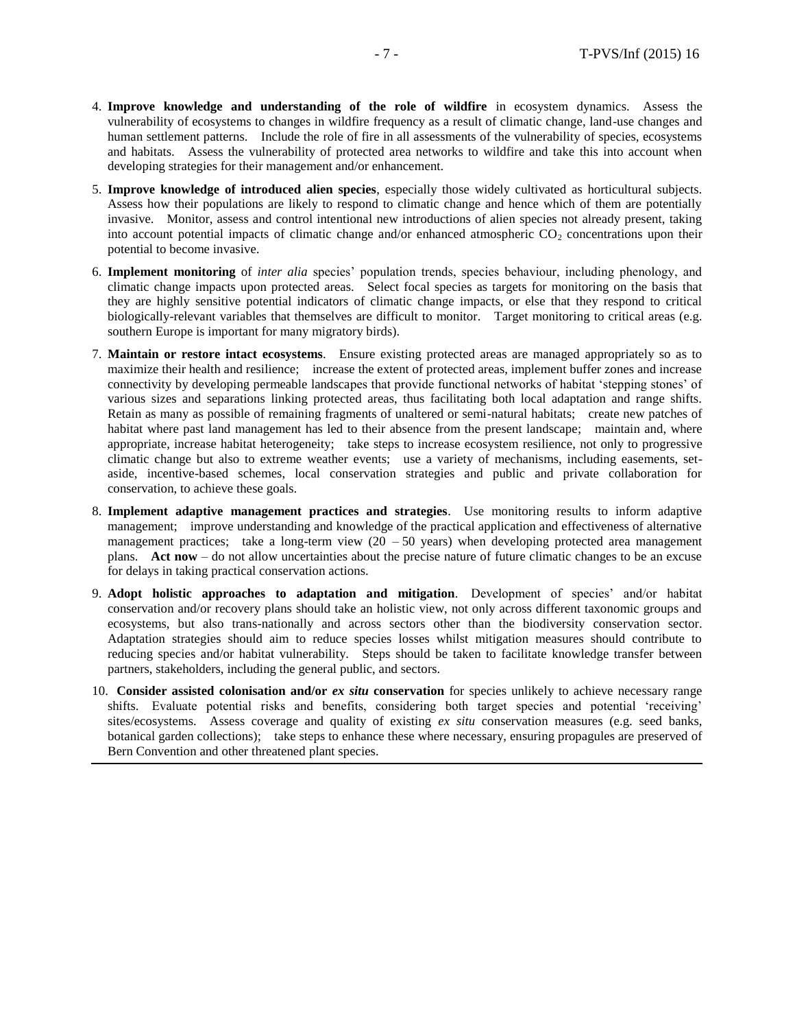4. **Improve knowledge and understanding of the role of wildfire** in ecosystem dynamics. Assess the vulnerability of ecosystems to changes in wildfire frequency as a result of climatic change, land-use changes and human settlement patterns. Include the role of fire in all assessments of the vulnerability of species, ecosystems and habitats. Assess the vulnerability of protected area networks to wildfire and take this into account when developing strategies for their management and/or enhancement.

5. **Improve knowledge of introduced alien species**, especially those widely cultivated as horticultural subjects. Assess how their populations are likely to respond to climatic change and hence which of them are potentially invasive. Monitor, assess and control intentional new introductions of alien species not already present, taking into account potential impacts of climatic change and/or enhanced atmospheric $CO_2$ concentrations upon their potential to become invasive.

6. **Implement monitoring** of *inter alia* species' population trends, species behaviour, including phenology, and climatic change impacts upon protected areas. Select focal species as targets for monitoring on the basis that they are highly sensitive potential indicators of climatic change impacts, or else that they respond to critical biologically-relevant variables that themselves are difficult to monitor. Target monitoring to critical areas (e.g. southern Europe is important for many migratory birds).

7. **Maintain or restore intact ecosystems**. Ensure existing protected areas are managed appropriately so as to maximize their health and resilience; increase the extent of protected areas, implement buffer zones and increase connectivity by developing permeable landscapes that provide functional networks of habitat 'stepping stones' of various sizes and separations linking protected areas, thus facilitating both local adaptation and range shifts. Retain as many as possible of remaining fragments of unaltered or semi-natural habitats; create new patches of habitat where past land management has led to their absence from the present landscape; maintain and, where appropriate, increase habitat heterogeneity; take steps to increase ecosystem resilience, not only to progressive climatic change but also to extreme weather events; use a variety of mechanisms, including easements, set-aside, incentive-based schemes, local conservation strategies and public and private collaboration for conservation, to achieve these goals.

8. **Implement adaptive management practices and strategies**. Use monitoring results to inform adaptive management; improve understanding and knowledge of the practical application and effectiveness of alternative management practices; take a long-term view (20 – 50 years) when developing protected area management plans. **Act now** – do not allow uncertainties about the precise nature of future climatic changes to be an excuse for delays in taking practical conservation actions.

9. **Adopt holistic approaches to adaptation and mitigation**. Development of species' and/or habitat conservation and/or recovery plans should take an holistic view, not only across different taxonomic groups and ecosystems, but also trans-nationally and across sectors other than the biodiversity conservation sector. Adaptation strategies should aim to reduce species losses whilst mitigation measures should contribute to reducing species and/or habitat vulnerability. Steps should be taken to facilitate knowledge transfer between partners, stakeholders, including the general public, and sectors.

10. **Consider assisted colonisation and/or *ex situ* conservation** for species unlikely to achieve necessary range shifts. Evaluate potential risks and benefits, considering both target species and potential 'receiving' sites/ecosystems. Assess coverage and quality of existing *ex situ* conservation measures (e.g. seed banks, botanical garden collections); take steps to enhance these where necessary, ensuring propagules are preserved of Bern Convention and other threatened plant species.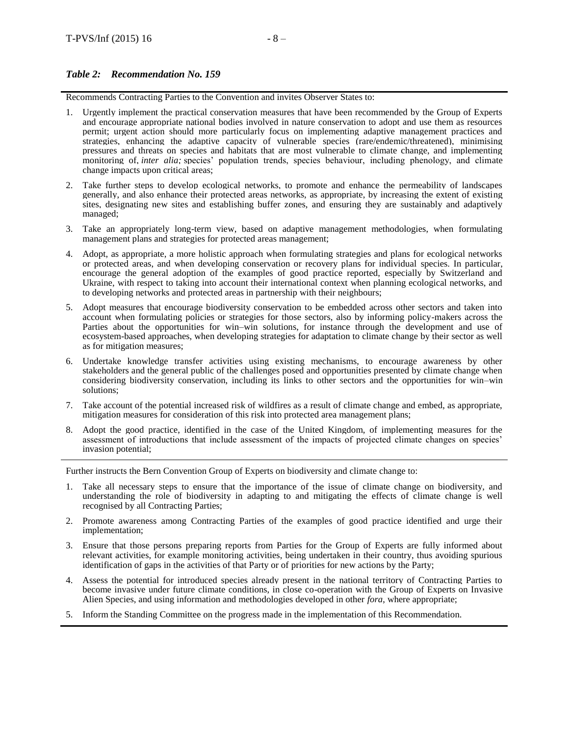*Table 2: Recommendation No. 159*

Recommends Contracting Parties to the Convention and invites Observer States to:

1. Urgently implement the practical conservation measures that have been recommended by the Group of Experts and encourage appropriate national bodies involved in nature conservation to adopt and use them as resources permit; urgent action should more particularly focus on implementing adaptive management practices and strategies, enhancing the adaptive capacity of vulnerable species (rare/endemic/threatened), minimising pressures and threats on species and habitats that are most vulnerable to climate change, and implementing monitoring of, *inter alia;* species' population trends, species behaviour, including phenology, and climate change impacts upon critical areas;
2. Take further steps to develop ecological networks, to promote and enhance the permeability of landscapes generally, and also enhance their protected areas networks, as appropriate, by increasing the extent of existing sites, designating new sites and establishing buffer zones, and ensuring they are sustainably and adaptively managed;
3. Take an appropriately long-term view, based on adaptive management methodologies, when formulating management plans and strategies for protected areas management;
4. Adopt, as appropriate, a more holistic approach when formulating strategies and plans for ecological networks or protected areas, and when developing conservation or recovery plans for individual species. In particular, encourage the general adoption of the examples of good practice reported, especially by Switzerland and Ukraine, with respect to taking into account their international context when planning ecological networks, and to developing networks and protected areas in partnership with their neighbours;
5. Adopt measures that encourage biodiversity conservation to be embedded across other sectors and taken into account when formulating policies or strategies for those sectors, also by informing policy-makers across the Parties about the opportunities for win–win solutions, for instance through the development and use of ecosystem-based approaches, when developing strategies for adaptation to climate change by their sector as well as for mitigation measures;
6. Undertake knowledge transfer activities using existing mechanisms, to encourage awareness by other stakeholders and the general public of the challenges posed and opportunities presented by climate change when considering biodiversity conservation, including its links to other sectors and the opportunities for win–win solutions;
7. Take account of the potential increased risk of wildfires as a result of climate change and embed, as appropriate, mitigation measures for consideration of this risk into protected area management plans;
8. Adopt the good practice, identified in the case of the United Kingdom, of implementing measures for the assessment of introductions that include assessment of the impacts of projected climate changes on species' invasion potential;

Further instructs the Bern Convention Group of Experts on biodiversity and climate change to:

1. Take all necessary steps to ensure that the importance of the issue of climate change on biodiversity, and understanding the role of biodiversity in adapting to and mitigating the effects of climate change is well recognised by all Contracting Parties;
2. Promote awareness among Contracting Parties of the examples of good practice identified and urge their implementation;
3. Ensure that those persons preparing reports from Parties for the Group of Experts are fully informed about relevant activities, for example monitoring activities, being undertaken in their country, thus avoiding spurious identification of gaps in the activities of that Party or of priorities for new actions by the Party;
4. Assess the potential for introduced species already present in the national territory of Contracting Parties to become invasive under future climate conditions, in close co-operation with the Group of Experts on Invasive Alien Species, and using information and methodologies developed in other *fora*, where appropriate;
5. Inform the Standing Committee on the progress made in the implementation of this Recommendation.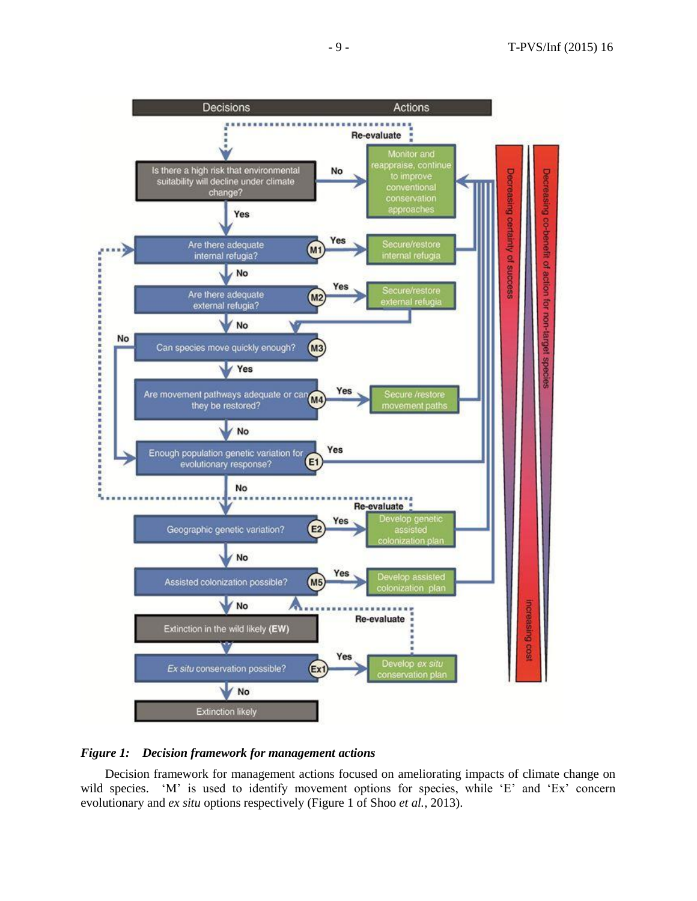***Figure 1: Decision framework for management actions***

Decision framework for management actions focused on ameliorating impacts of climate change on wild species. 'M' is used to identify movement options for species, while 'E' and 'Ex' concern evolutionary and *ex situ* options respectively (Figure 1 of Shoo *et al.*, 2013).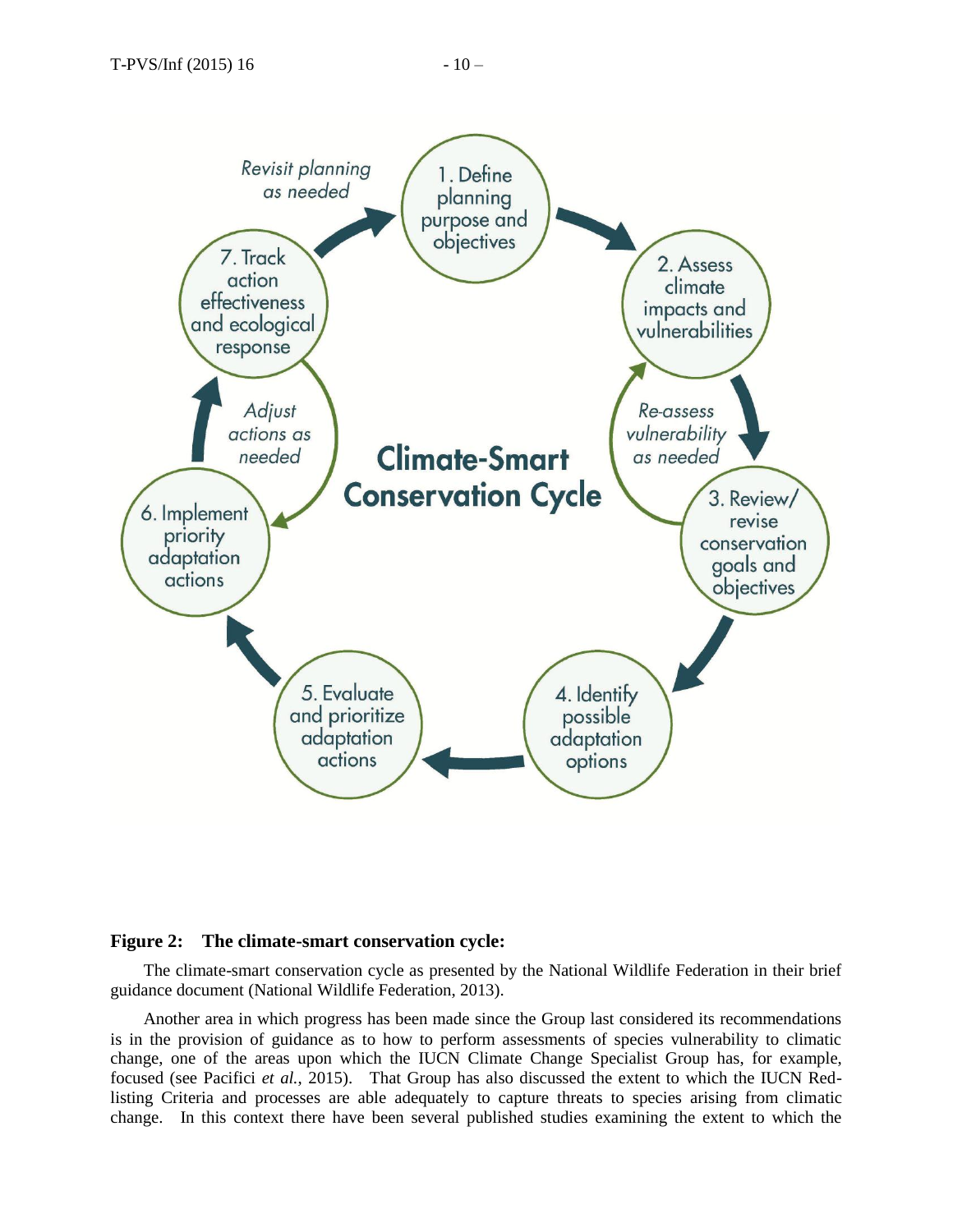**Figure 2: The climate-smart conservation cycle:**

The climate-smart conservation cycle as presented by the National Wildlife Federation in their brief guidance document (National Wildlife Federation, 2013).

Another area in which progress has been made since the Group last considered its recommendations is in the provision of guidance as to how to perform assessments of species vulnerability to climatic change, one of the areas upon which the IUCN Climate Change Specialist Group has, for example, focused (see Pacifici *et al.*, 2015). That Group has also discussed the extent to which the IUCN Red-listing Criteria and processes are able adequately to capture threats to species arising from climatic change. In this context there have been several published studies examining the extent to which the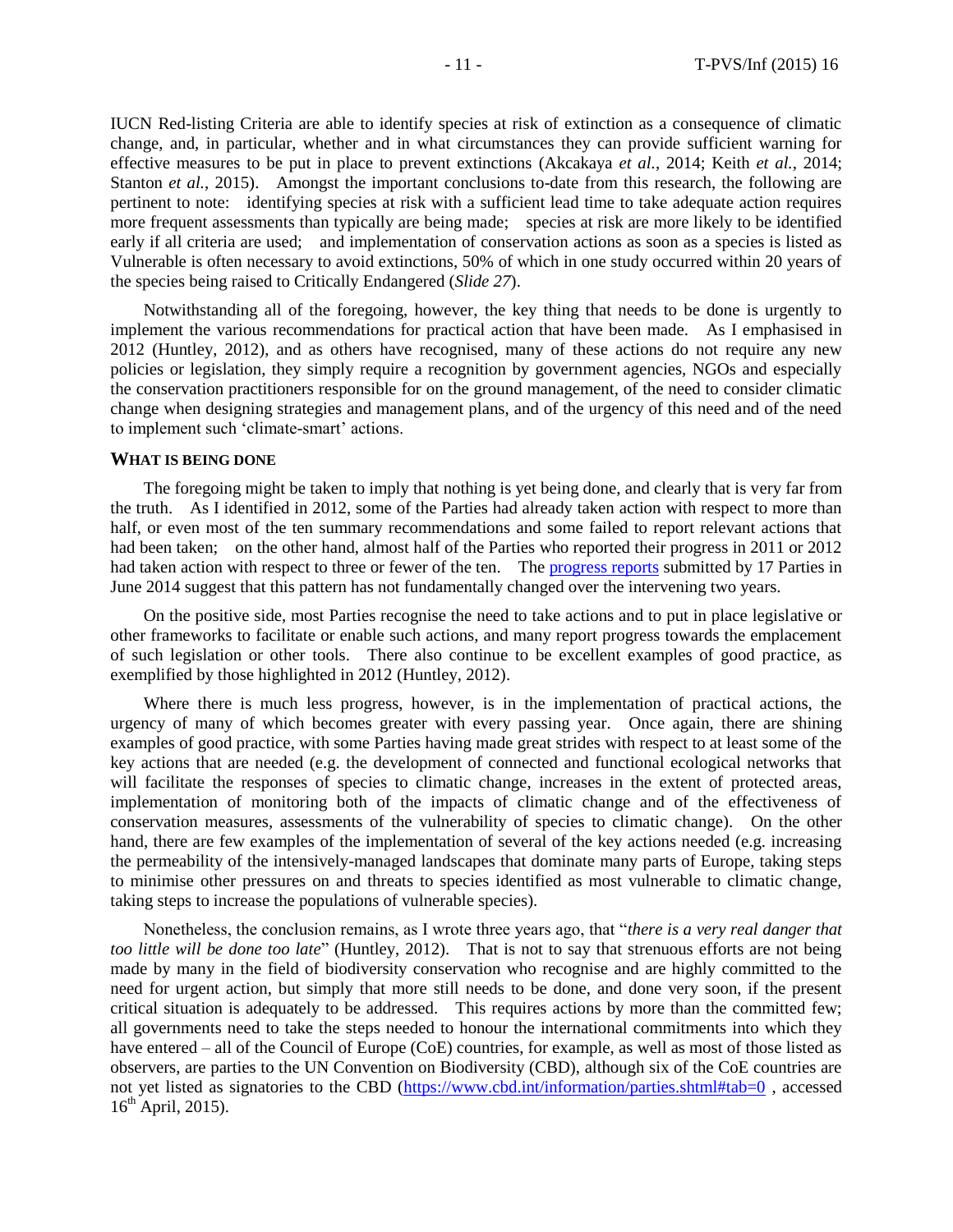IUCN Red-listing Criteria are able to identify species at risk of extinction as a consequence of climatic change, and, in particular, whether and in what circumstances they can provide sufficient warning for effective measures to be put in place to prevent extinctions (Akcakaya *et al.*, 2014; Keith *et al.*, 2014; Stanton *et al.*, 2015). Amongst the important conclusions to-date from this research, the following are pertinent to note: identifying species at risk with a sufficient lead time to take adequate action requires more frequent assessments than typically are being made; species at risk are more likely to be identified early if all criteria are used; and implementation of conservation actions as soon as a species is listed as Vulnerable is often necessary to avoid extinctions, 50% of which in one study occurred within 20 years of the species being raised to Critically Endangered (*Slide 27*).

Notwithstanding all of the foregoing, however, the key thing that needs to be done is urgently to implement the various recommendations for practical action that have been made. As I emphasised in 2012 (Huntley, 2012), and as others have recognised, many of these actions do not require any new policies or legislation, they simply require a recognition by government agencies, NGOs and especially the conservation practitioners responsible for on the ground management, of the need to consider climatic change when designing strategies and management plans, and of the urgency of this need and of the need to implement such 'climate-smart' actions.

## WHAT IS BEING DONE

The foregoing might be taken to imply that nothing is yet being done, and clearly that is very far from the truth. As I identified in 2012, some of the Parties had already taken action with respect to more than half, or even most of the ten summary recommendations and some failed to report relevant actions that had been taken; on the other hand, almost half of the Parties who reported their progress in 2011 or 2012 had taken action with respect to three or fewer of the ten. The progress reports submitted by 17 Parties in June 2014 suggest that this pattern has not fundamentally changed over the intervening two years.

On the positive side, most Parties recognise the need to take actions and to put in place legislative or other frameworks to facilitate or enable such actions, and many report progress towards the emplacement of such legislation or other tools. There also continue to be excellent examples of good practice, as exemplified by those highlighted in 2012 (Huntley, 2012).

Where there is much less progress, however, is in the implementation of practical actions, the urgency of many of which becomes greater with every passing year. Once again, there are shining examples of good practice, with some Parties having made great strides with respect to at least some of the key actions that are needed (e.g. the development of connected and functional ecological networks that will facilitate the responses of species to climatic change, increases in the extent of protected areas, implementation of monitoring both of the impacts of climatic change and of the effectiveness of conservation measures, assessments of the vulnerability of species to climatic change). On the other hand, there are few examples of the implementation of several of the key actions needed (e.g. increasing the permeability of the intensively-managed landscapes that dominate many parts of Europe, taking steps to minimise other pressures on and threats to species identified as most vulnerable to climatic change, taking steps to increase the populations of vulnerable species).

Nonetheless, the conclusion remains, as I wrote three years ago, that "*there is a very real danger that too little will be done too late*" (Huntley, 2012). That is not to say that strenuous efforts are not being made by many in the field of biodiversity conservation who recognise and are highly committed to the need for urgent action, but simply that more still needs to be done, and done very soon, if the present critical situation is adequately to be addressed. This requires actions by more than the committed few; all governments need to take the steps needed to honour the international commitments into which they have entered – all of the Council of Europe (CoE) countries, for example, as well as most of those listed as observers, are parties to the UN Convention on Biodiversity (CBD), although six of the CoE countries are not yet listed as signatories to the CBD (https://www.cbd.int/information/parties.shtml#tab=0 , accessed 16th April, 2015).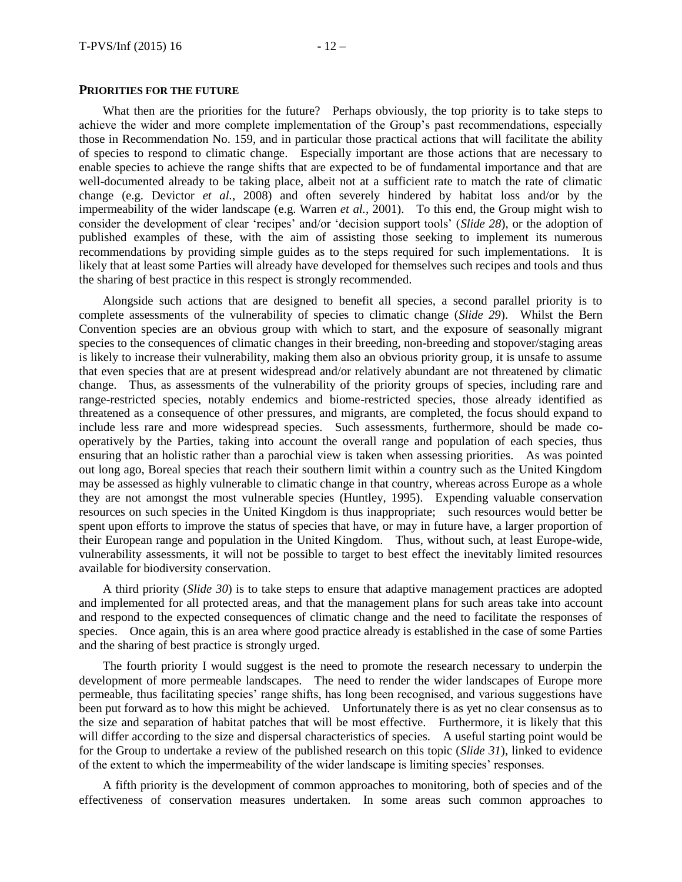## PRIORITIES FOR THE FUTURE

What then are the priorities for the future? Perhaps obviously, the top priority is to take steps to achieve the wider and more complete implementation of the Group's past recommendations, especially those in Recommendation No. 159, and in particular those practical actions that will facilitate the ability of species to respond to climatic change. Especially important are those actions that are necessary to enable species to achieve the range shifts that are expected to be of fundamental importance and that are well-documented already to be taking place, albeit not at a sufficient rate to match the rate of climatic change (e.g. Devictor *et al.*, 2008) and often severely hindered by habitat loss and/or by the impermeability of the wider landscape (e.g. Warren *et al.*, 2001). To this end, the Group might wish to consider the development of clear 'recipes' and/or 'decision support tools' (*Slide 28*), or the adoption of published examples of these, with the aim of assisting those seeking to implement its numerous recommendations by providing simple guides as to the steps required for such implementations. It is likely that at least some Parties will already have developed for themselves such recipes and tools and thus the sharing of best practice in this respect is strongly recommended.

Alongside such actions that are designed to benefit all species, a second parallel priority is to complete assessments of the vulnerability of species to climatic change (*Slide 29*). Whilst the Bern Convention species are an obvious group with which to start, and the exposure of seasonally migrant species to the consequences of climatic changes in their breeding, non-breeding and stopover/staging areas is likely to increase their vulnerability, making them also an obvious priority group, it is unsafe to assume that even species that are at present widespread and/or relatively abundant are not threatened by climatic change. Thus, as assessments of the vulnerability of the priority groups of species, including rare and range-restricted species, notably endemics and biome-restricted species, those already identified as threatened as a consequence of other pressures, and migrants, are completed, the focus should expand to include less rare and more widespread species. Such assessments, furthermore, should be made co-operatively by the Parties, taking into account the overall range and population of each species, thus ensuring that an holistic rather than a parochial view is taken when assessing priorities. As was pointed out long ago, Boreal species that reach their southern limit within a country such as the United Kingdom may be assessed as highly vulnerable to climatic change in that country, whereas across Europe as a whole they are not amongst the most vulnerable species (Huntley, 1995). Expending valuable conservation resources on such species in the United Kingdom is thus inappropriate; such resources would better be spent upon efforts to improve the status of species that have, or may in future have, a larger proportion of their European range and population in the United Kingdom. Thus, without such, at least Europe-wide, vulnerability assessments, it will not be possible to target to best effect the inevitably limited resources available for biodiversity conservation.

A third priority (*Slide 30*) is to take steps to ensure that adaptive management practices are adopted and implemented for all protected areas, and that the management plans for such areas take into account and respond to the expected consequences of climatic change and the need to facilitate the responses of species. Once again, this is an area where good practice already is established in the case of some Parties and the sharing of best practice is strongly urged.

The fourth priority I would suggest is the need to promote the research necessary to underpin the development of more permeable landscapes. The need to render the wider landscapes of Europe more permeable, thus facilitating species' range shifts, has long been recognised, and various suggestions have been put forward as to how this might be achieved. Unfortunately there is as yet no clear consensus as to the size and separation of habitat patches that will be most effective. Furthermore, it is likely that this will differ according to the size and dispersal characteristics of species. A useful starting point would be for the Group to undertake a review of the published research on this topic (*Slide 31*), linked to evidence of the extent to which the impermeability of the wider landscape is limiting species' responses.

A fifth priority is the development of common approaches to monitoring, both of species and of the effectiveness of conservation measures undertaken. In some areas such common approaches to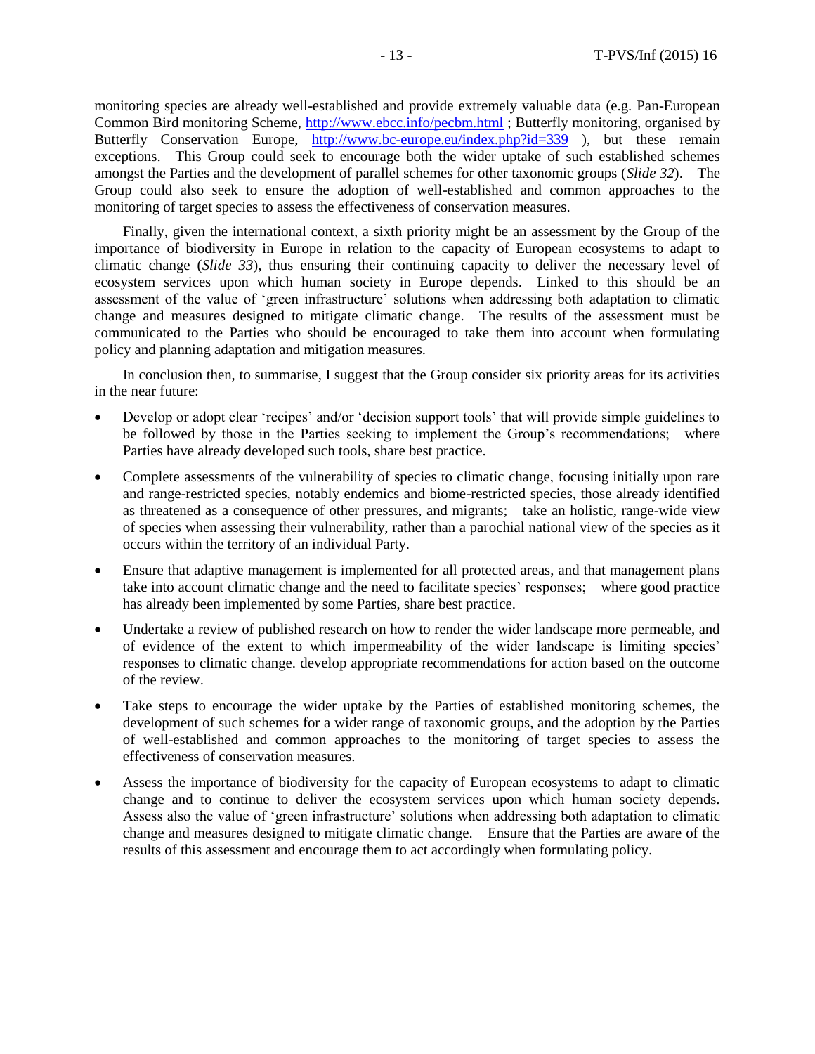monitoring species are already well-established and provide extremely valuable data (e.g. Pan-European Common Bird monitoring Scheme, http://www.ebcc.info/pecbm.html ; Butterfly monitoring, organised by Butterfly Conservation Europe, http://www.bc-europe.eu/index.php?id=339 ), but these remain exceptions. This Group could seek to encourage both the wider uptake of such established schemes amongst the Parties and the development of parallel schemes for other taxonomic groups (*Slide 32*). The Group could also seek to ensure the adoption of well-established and common approaches to the monitoring of target species to assess the effectiveness of conservation measures.

Finally, given the international context, a sixth priority might be an assessment by the Group of the importance of biodiversity in Europe in relation to the capacity of European ecosystems to adapt to climatic change (*Slide 33*), thus ensuring their continuing capacity to deliver the necessary level of ecosystem services upon which human society in Europe depends. Linked to this should be an assessment of the value of 'green infrastructure' solutions when addressing both adaptation to climatic change and measures designed to mitigate climatic change. The results of the assessment must be communicated to the Parties who should be encouraged to take them into account when formulating policy and planning adaptation and mitigation measures.

In conclusion then, to summarise, I suggest that the Group consider six priority areas for its activities in the near future:

- Develop or adopt clear 'recipes' and/or 'decision support tools' that will provide simple guidelines to be followed by those in the Parties seeking to implement the Group's recommendations; where Parties have already developed such tools, share best practice.
- Complete assessments of the vulnerability of species to climatic change, focusing initially upon rare and range-restricted species, notably endemics and biome-restricted species, those already identified as threatened as a consequence of other pressures, and migrants; take an holistic, range-wide view of species when assessing their vulnerability, rather than a parochial national view of the species as it occurs within the territory of an individual Party.
- Ensure that adaptive management is implemented for all protected areas, and that management plans take into account climatic change and the need to facilitate species' responses; where good practice has already been implemented by some Parties, share best practice.
- Undertake a review of published research on how to render the wider landscape more permeable, and of evidence of the extent to which impermeability of the wider landscape is limiting species' responses to climatic change. develop appropriate recommendations for action based on the outcome of the review.
- Take steps to encourage the wider uptake by the Parties of established monitoring schemes, the development of such schemes for a wider range of taxonomic groups, and the adoption by the Parties of well-established and common approaches to the monitoring of target species to assess the effectiveness of conservation measures.
- Assess the importance of biodiversity for the capacity of European ecosystems to adapt to climatic change and to continue to deliver the ecosystem services upon which human society depends. Assess also the value of 'green infrastructure' solutions when addressing both adaptation to climatic change and measures designed to mitigate climatic change. Ensure that the Parties are aware of the results of this assessment and encourage them to act accordingly when formulating policy.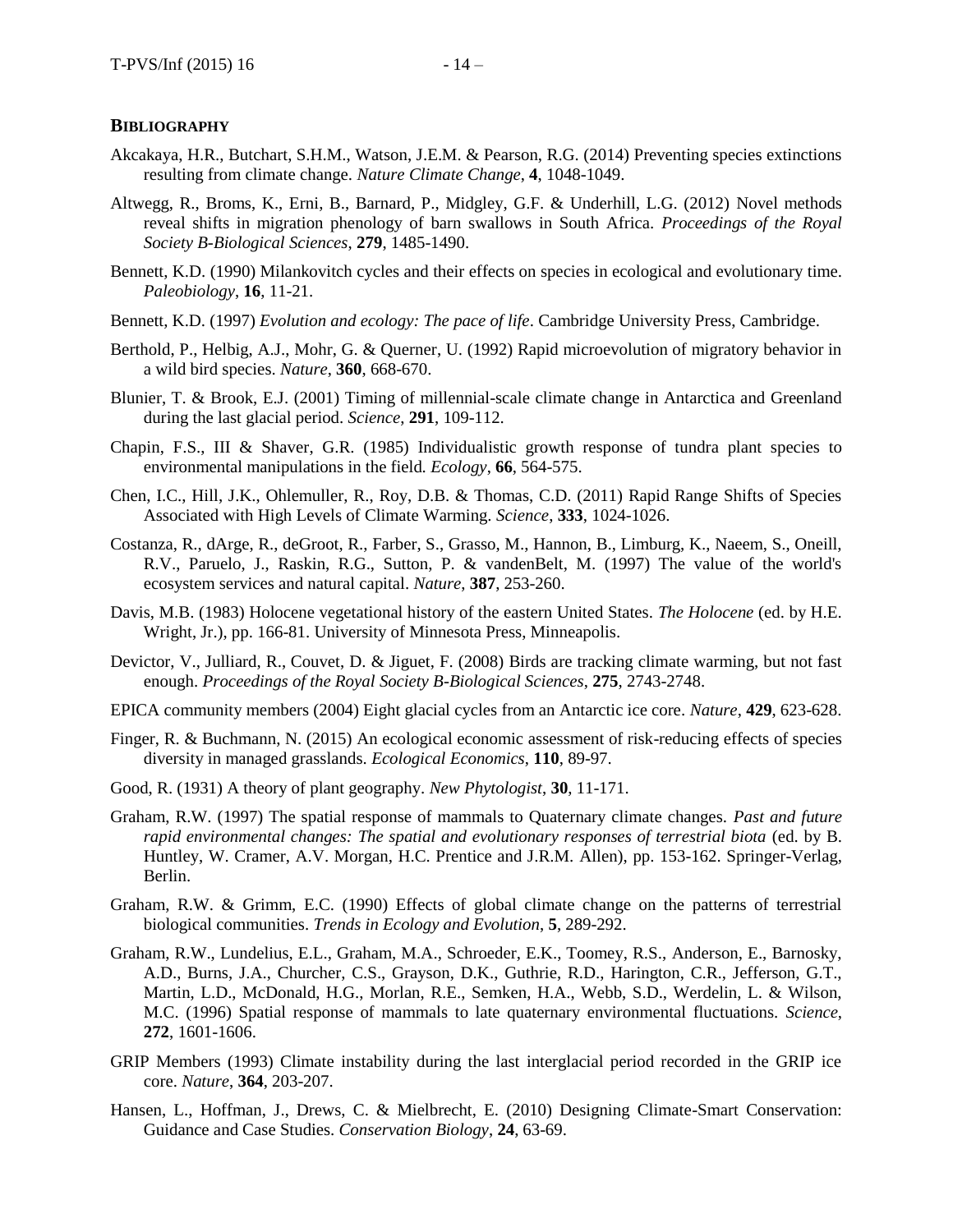## BIBLIOGRAPHY

Akcakaya, H.R., Butchart, S.H.M., Watson, J.E.M. & Pearson, R.G. (2014) Preventing species extinctions resulting from climate change. *Nature Climate Change*, **4**, 1048-1049.

Altwegg, R., Broms, K., Erni, B., Barnard, P., Midgley, G.F. & Underhill, L.G. (2012) Novel methods reveal shifts in migration phenology of barn swallows in South Africa. *Proceedings of the Royal Society B-Biological Sciences*, **279**, 1485-1490.

Bennett, K.D. (1990) Milankovitch cycles and their effects on species in ecological and evolutionary time. *Paleobiology*, **16**, 11-21.

Bennett, K.D. (1997) *Evolution and ecology: The pace of life*. Cambridge University Press, Cambridge.

Berthold, P., Helbig, A.J., Mohr, G. & Querner, U. (1992) Rapid microevolution of migratory behavior in a wild bird species. *Nature*, **360**, 668-670.

Blunier, T. & Brook, E.J. (2001) Timing of millennial-scale climate change in Antarctica and Greenland during the last glacial period. *Science*, **291**, 109-112.

Chapin, F.S., III & Shaver, G.R. (1985) Individualistic growth response of tundra plant species to environmental manipulations in the field. *Ecology*, **66**, 564-575.

Chen, I.C., Hill, J.K., Ohlemuller, R., Roy, D.B. & Thomas, C.D. (2011) Rapid Range Shifts of Species Associated with High Levels of Climate Warming. *Science*, **333**, 1024-1026.

Costanza, R., dArge, R., deGroot, R., Farber, S., Grasso, M., Hannon, B., Limburg, K., Naeem, S., Oneill, R.V., Paruelo, J., Raskin, R.G., Sutton, P. & vandenBelt, M. (1997) The value of the world's ecosystem services and natural capital. *Nature*, **387**, 253-260.

Davis, M.B. (1983) Holocene vegetational history of the eastern United States. *The Holocene* (ed. by H.E. Wright, Jr.), pp. 166-81. University of Minnesota Press, Minneapolis.

Devictor, V., Julliard, R., Couvet, D. & Jiguet, F. (2008) Birds are tracking climate warming, but not fast enough. *Proceedings of the Royal Society B-Biological Sciences*, **275**, 2743-2748.

EPICA community members (2004) Eight glacial cycles from an Antarctic ice core. *Nature*, **429**, 623-628.

Finger, R. & Buchmann, N. (2015) An ecological economic assessment of risk-reducing effects of species diversity in managed grasslands. *Ecological Economics*, **110**, 89-97.

Good, R. (1931) A theory of plant geography. *New Phytologist*, **30**, 11-171.

Graham, R.W. (1997) The spatial response of mammals to Quaternary climate changes. *Past and future rapid environmental changes: The spatial and evolutionary responses of terrestrial biota* (ed. by B. Huntley, W. Cramer, A.V. Morgan, H.C. Prentice and J.R.M. Allen), pp. 153-162. Springer-Verlag, Berlin.

Graham, R.W. & Grimm, E.C. (1990) Effects of global climate change on the patterns of terrestrial biological communities. *Trends in Ecology and Evolution*, **5**, 289-292.

Graham, R.W., Lundelius, E.L., Graham, M.A., Schroeder, E.K., Toomey, R.S., Anderson, E., Barnosky, A.D., Burns, J.A., Churcher, C.S., Grayson, D.K., Guthrie, R.D., Harington, C.R., Jefferson, G.T., Martin, L.D., McDonald, H.G., Morlan, R.E., Semken, H.A., Webb, S.D., Werdelin, L. & Wilson, M.C. (1996) Spatial response of mammals to late quaternary environmental fluctuations. *Science*, **272**, 1601-1606.

GRIP Members (1993) Climate instability during the last interglacial period recorded in the GRIP ice core. *Nature*, **364**, 203-207.

Hansen, L., Hoffman, J., Drews, C. & Mielbrecht, E. (2010) Designing Climate-Smart Conservation: Guidance and Case Studies. *Conservation Biology*, **24**, 63-69.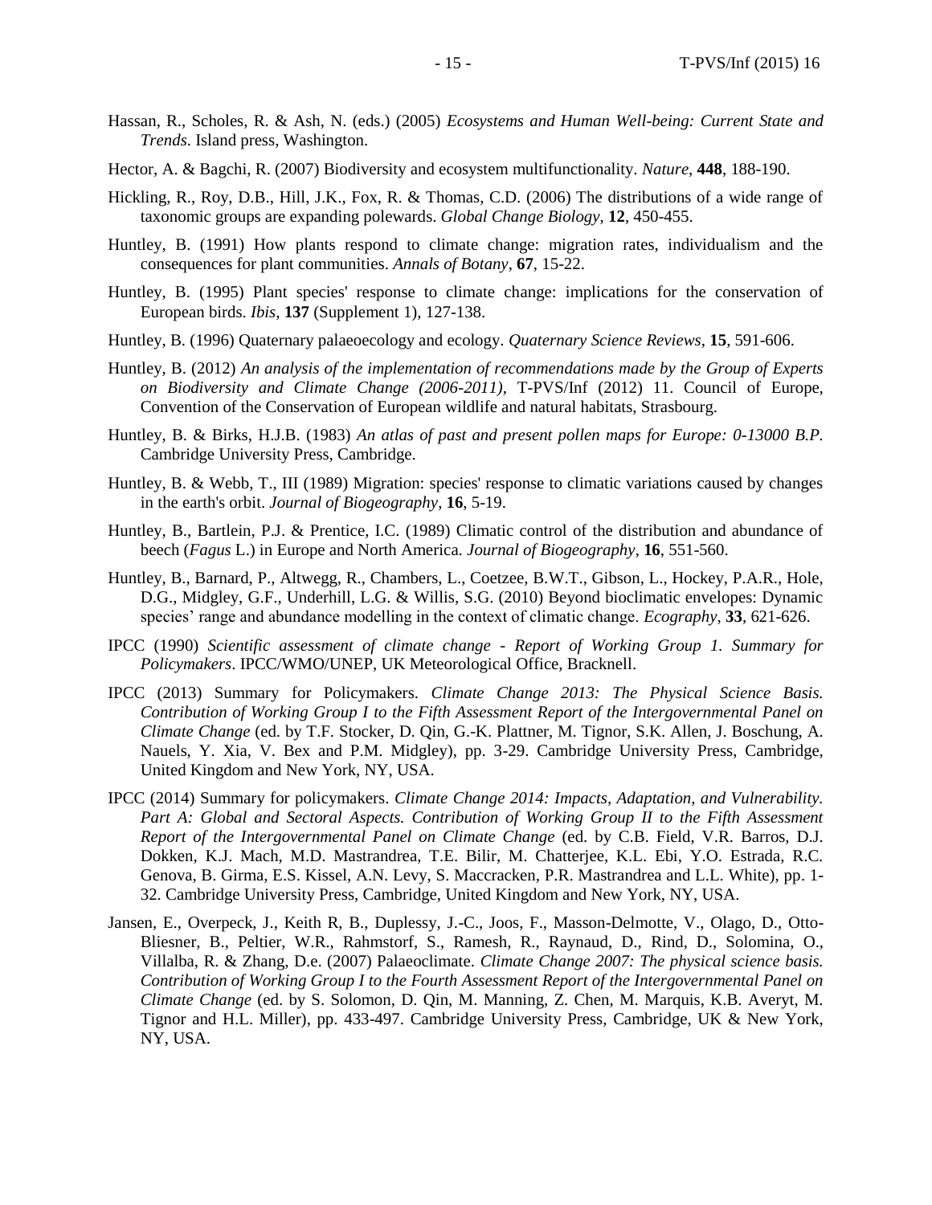Hassan, R., Scholes, R. & Ash, N. (eds.) (2005) *Ecosystems and Human Well-being: Current State and Trends*. Island press, Washington.

Hector, A. & Bagchi, R. (2007) Biodiversity and ecosystem multifunctionality. *Nature*, **448**, 188-190.

Hickling, R., Roy, D.B., Hill, J.K., Fox, R. & Thomas, C.D. (2006) The distributions of a wide range of taxonomic groups are expanding polewards. *Global Change Biology*, **12**, 450-455.

Huntley, B. (1991) How plants respond to climate change: migration rates, individualism and the consequences for plant communities. *Annals of Botany*, **67**, 15-22.

Huntley, B. (1995) Plant species' response to climate change: implications for the conservation of European birds. *Ibis*, **137** (Supplement 1), 127-138.

Huntley, B. (1996) Quaternary palaeoecology and ecology. *Quaternary Science Reviews*, **15**, 591-606.

Huntley, B. (2012) *An analysis of the implementation of recommendations made by the Group of Experts on Biodiversity and Climate Change (2006-2011)*, T-PVS/Inf (2012) 11. Council of Europe, Convention of the Conservation of European wildlife and natural habitats, Strasbourg.

Huntley, B. & Birks, H.J.B. (1983) *An atlas of past and present pollen maps for Europe: 0-13000 B.P.* Cambridge University Press, Cambridge.

Huntley, B. & Webb, T., III (1989) Migration: species' response to climatic variations caused by changes in the earth's orbit. *Journal of Biogeography*, **16**, 5-19.

Huntley, B., Bartlein, P.J. & Prentice, I.C. (1989) Climatic control of the distribution and abundance of beech (*Fagus* L.) in Europe and North America. *Journal of Biogeography*, **16**, 551-560.

Huntley, B., Barnard, P., Altwegg, R., Chambers, L., Coetzee, B.W.T., Gibson, L., Hockey, P.A.R., Hole, D.G., Midgley, G.F., Underhill, L.G. & Willis, S.G. (2010) Beyond bioclimatic envelopes: Dynamic species' range and abundance modelling in the context of climatic change. *Ecography*, **33**, 621-626.

IPCC (1990) *Scientific assessment of climate change - Report of Working Group 1. Summary for Policymakers*. IPCC/WMO/UNEP, UK Meteorological Office, Bracknell.

IPCC (2013) Summary for Policymakers. *Climate Change 2013: The Physical Science Basis. Contribution of Working Group I to the Fifth Assessment Report of the Intergovernmental Panel on Climate Change* (ed. by T.F. Stocker, D. Qin, G.-K. Plattner, M. Tignor, S.K. Allen, J. Boschung, A. Nauels, Y. Xia, V. Bex and P.M. Midgley), pp. 3-29. Cambridge University Press, Cambridge, United Kingdom and New York, NY, USA.

IPCC (2014) Summary for policymakers. *Climate Change 2014: Impacts, Adaptation, and Vulnerability. Part A: Global and Sectoral Aspects. Contribution of Working Group II to the Fifth Assessment Report of the Intergovernmental Panel on Climate Change* (ed. by C.B. Field, V.R. Barros, D.J. Dokken, K.J. Mach, M.D. Mastrandrea, T.E. Bilir, M. Chatterjee, K.L. Ebi, Y.O. Estrada, R.C. Genova, B. Girma, E.S. Kissel, A.N. Levy, S. Maccracken, P.R. Mastrandrea and L.L. White), pp. 1-32. Cambridge University Press, Cambridge, United Kingdom and New York, NY, USA.

Jansen, E., Overpeck, J., Keith R, B., Duplessy, J.-C., Joos, F., Masson-Delmotte, V., Olago, D., Otto-Bliesner, B., Peltier, W.R., Rahmstorf, S., Ramesh, R., Raynaud, D., Rind, D., Solomina, O., Villalba, R. & Zhang, D.e. (2007) Palaeoclimate. *Climate Change 2007: The physical science basis. Contribution of Working Group I to the Fourth Assessment Report of the Intergovernmental Panel on Climate Change* (ed. by S. Solomon, D. Qin, M. Manning, Z. Chen, M. Marquis, K.B. Averyt, M. Tignor and H.L. Miller), pp. 433-497. Cambridge University Press, Cambridge, UK & New York, NY, USA.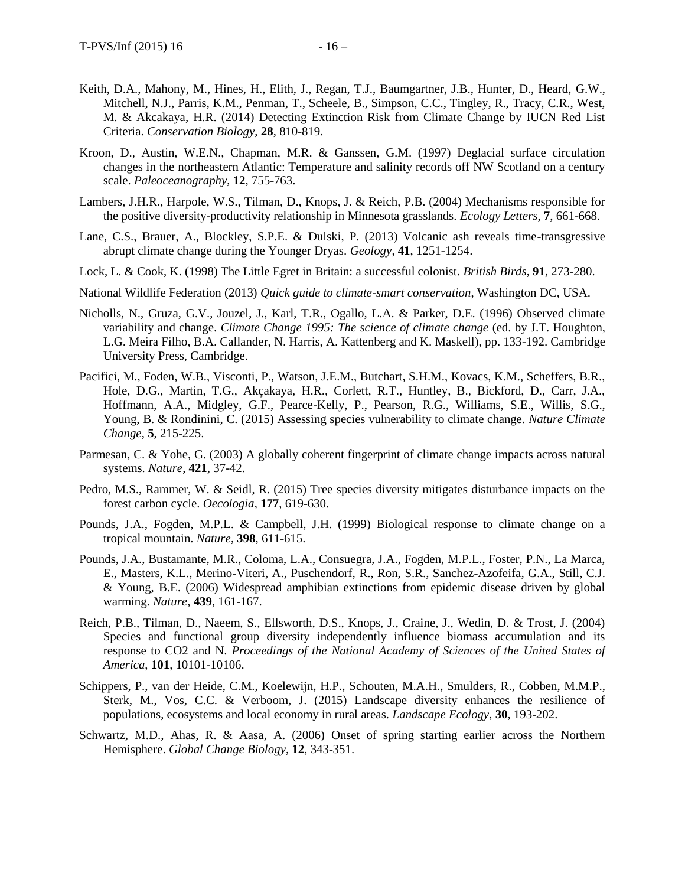Keith, D.A., Mahony, M., Hines, H., Elith, J., Regan, T.J., Baumgartner, J.B., Hunter, D., Heard, G.W., Mitchell, N.J., Parris, K.M., Penman, T., Scheele, B., Simpson, C.C., Tingley, R., Tracy, C.R., West, M. & Akcakaya, H.R. (2014) Detecting Extinction Risk from Climate Change by IUCN Red List Criteria. *Conservation Biology*, **28**, 810-819.

Kroon, D., Austin, W.E.N., Chapman, M.R. & Ganssen, G.M. (1997) Deglacial surface circulation changes in the northeastern Atlantic: Temperature and salinity records off NW Scotland on a century scale. *Paleoceanography*, **12**, 755-763.

Lambers, J.H.R., Harpole, W.S., Tilman, D., Knops, J. & Reich, P.B. (2004) Mechanisms responsible for the positive diversity-productivity relationship in Minnesota grasslands. *Ecology Letters*, **7**, 661-668.

Lane, C.S., Brauer, A., Blockley, S.P.E. & Dulski, P. (2013) Volcanic ash reveals time-transgressive abrupt climate change during the Younger Dryas. *Geology*, **41**, 1251-1254.

Lock, L. & Cook, K. (1998) The Little Egret in Britain: a successful colonist. *British Birds*, **91**, 273-280.

National Wildlife Federation (2013) *Quick guide to climate-smart conservation*, Washington DC, USA.

Nicholls, N., Gruza, G.V., Jouzel, J., Karl, T.R., Ogallo, L.A. & Parker, D.E. (1996) Observed climate variability and change. *Climate Change 1995: The science of climate change* (ed. by J.T. Houghton, L.G. Meira Filho, B.A. Callander, N. Harris, A. Kattenberg and K. Maskell), pp. 133-192. Cambridge University Press, Cambridge.

Pacifici, M., Foden, W.B., Visconti, P., Watson, J.E.M., Butchart, S.H.M., Kovacs, K.M., Scheffers, B.R., Hole, D.G., Martin, T.G., Akçakaya, H.R., Corlett, R.T., Huntley, B., Bickford, D., Carr, J.A., Hoffmann, A.A., Midgley, G.F., Pearce-Kelly, P., Pearson, R.G., Williams, S.E., Willis, S.G., Young, B. & Rondinini, C. (2015) Assessing species vulnerability to climate change. *Nature Climate Change*, **5**, 215-225.

Parmesan, C. & Yohe, G. (2003) A globally coherent fingerprint of climate change impacts across natural systems. *Nature*, **421**, 37-42.

Pedro, M.S., Rammer, W. & Seidl, R. (2015) Tree species diversity mitigates disturbance impacts on the forest carbon cycle. *Oecologia*, **177**, 619-630.

Pounds, J.A., Fogden, M.P.L. & Campbell, J.H. (1999) Biological response to climate change on a tropical mountain. *Nature*, **398**, 611-615.

Pounds, J.A., Bustamante, M.R., Coloma, L.A., Consuegra, J.A., Fogden, M.P.L., Foster, P.N., La Marca, E., Masters, K.L., Merino-Viteri, A., Puschendorf, R., Ron, S.R., Sanchez-Azofeifa, G.A., Still, C.J. & Young, B.E. (2006) Widespread amphibian extinctions from epidemic disease driven by global warming. *Nature*, **439**, 161-167.

Reich, P.B., Tilman, D., Naeem, S., Ellsworth, D.S., Knops, J., Craine, J., Wedin, D. & Trost, J. (2004) Species and functional group diversity independently influence biomass accumulation and its response to CO2 and N. *Proceedings of the National Academy of Sciences of the United States of America*, **101**, 10101-10106.

Schippers, P., van der Heide, C.M., Koelewijn, H.P., Schouten, M.A.H., Smulders, R., Cobben, M.M.P., Sterk, M., Vos, C.C. & Verboom, J. (2015) Landscape diversity enhances the resilience of populations, ecosystems and local economy in rural areas. *Landscape Ecology*, **30**, 193-202.

Schwartz, M.D., Ahas, R. & Aasa, A. (2006) Onset of spring starting earlier across the Northern Hemisphere. *Global Change Biology*, **12**, 343-351.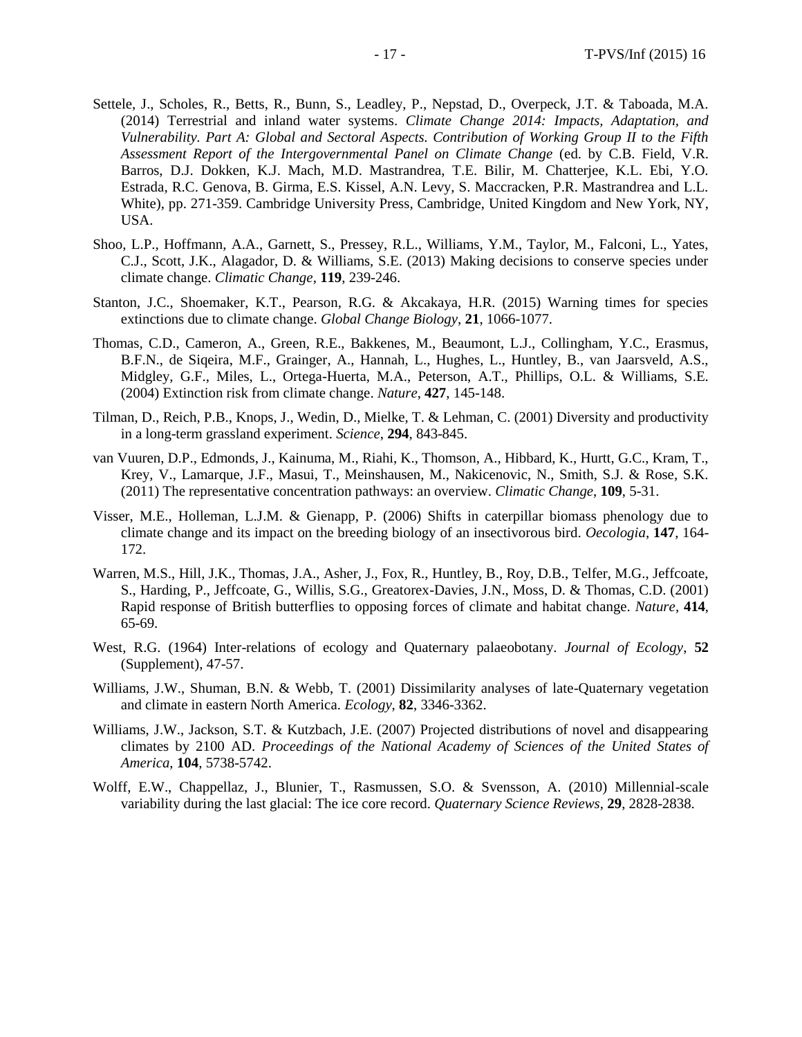Settele, J., Scholes, R., Betts, R., Bunn, S., Leadley, P., Nepstad, D., Overpeck, J.T. & Taboada, M.A. (2014) Terrestrial and inland water systems. *Climate Change 2014: Impacts, Adaptation, and Vulnerability. Part A: Global and Sectoral Aspects. Contribution of Working Group II to the Fifth Assessment Report of the Intergovernmental Panel on Climate Change* (ed. by C.B. Field, V.R. Barros, D.J. Dokken, K.J. Mach, M.D. Mastrandrea, T.E. Bilir, M. Chatterjee, K.L. Ebi, Y.O. Estrada, R.C. Genova, B. Girma, E.S. Kissel, A.N. Levy, S. Maccracken, P.R. Mastrandrea and L.L. White), pp. 271-359. Cambridge University Press, Cambridge, United Kingdom and New York, NY, USA.

Shoo, L.P., Hoffmann, A.A., Garnett, S., Pressey, R.L., Williams, Y.M., Taylor, M., Falconi, L., Yates, C.J., Scott, J.K., Alagador, D. & Williams, S.E. (2013) Making decisions to conserve species under climate change. *Climatic Change*, **119**, 239-246.

Stanton, J.C., Shoemaker, K.T., Pearson, R.G. & Akcakaya, H.R. (2015) Warning times for species extinctions due to climate change. *Global Change Biology*, **21**, 1066-1077.

Thomas, C.D., Cameron, A., Green, R.E., Bakkenes, M., Beaumont, L.J., Collingham, Y.C., Erasmus, B.F.N., de Siqeira, M.F., Grainger, A., Hannah, L., Hughes, L., Huntley, B., van Jaarsveld, A.S., Midgley, G.F., Miles, L., Ortega-Huerta, M.A., Peterson, A.T., Phillips, O.L. & Williams, S.E. (2004) Extinction risk from climate change. *Nature*, **427**, 145-148.

Tilman, D., Reich, P.B., Knops, J., Wedin, D., Mielke, T. & Lehman, C. (2001) Diversity and productivity in a long-term grassland experiment. *Science*, **294**, 843-845.

van Vuuren, D.P., Edmonds, J., Kainuma, M., Riahi, K., Thomson, A., Hibbard, K., Hurtt, G.C., Kram, T., Krey, V., Lamarque, J.F., Masui, T., Meinshausen, M., Nakicenovic, N., Smith, S.J. & Rose, S.K. (2011) The representative concentration pathways: an overview. *Climatic Change*, **109**, 5-31.

Visser, M.E., Holleman, L.J.M. & Gienapp, P. (2006) Shifts in caterpillar biomass phenology due to climate change and its impact on the breeding biology of an insectivorous bird. *Oecologia*, **147**, 164-172.

Warren, M.S., Hill, J.K., Thomas, J.A., Asher, J., Fox, R., Huntley, B., Roy, D.B., Telfer, M.G., Jeffcoate, S., Harding, P., Jeffcoate, G., Willis, S.G., Greatorex-Davies, J.N., Moss, D. & Thomas, C.D. (2001) Rapid response of British butterflies to opposing forces of climate and habitat change. *Nature*, **414**, 65-69.

West, R.G. (1964) Inter-relations of ecology and Quaternary palaeobotany. *Journal of Ecology*, **52** (Supplement), 47-57.

Williams, J.W., Shuman, B.N. & Webb, T. (2001) Dissimilarity analyses of late-Quaternary vegetation and climate in eastern North America. *Ecology*, **82**, 3346-3362.

Williams, J.W., Jackson, S.T. & Kutzbach, J.E. (2007) Projected distributions of novel and disappearing climates by 2100 AD. *Proceedings of the National Academy of Sciences of the United States of America*, **104**, 5738-5742.

Wolff, E.W., Chappellaz, J., Blunier, T., Rasmussen, S.O. & Svensson, A. (2010) Millennial-scale variability during the last glacial: The ice core record. *Quaternary Science Reviews*, **29**, 2828-2838.